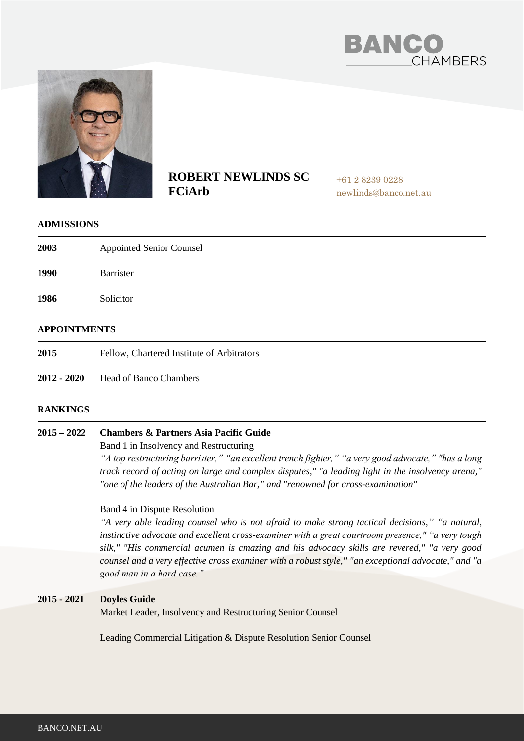# ROBERT NEWLINDS SC FCiArb

+61 2 8239 0228
newlinds@banco.net.au

## ADMISSIONS

**2003** Appointed Senior Counsel

**1990** Barrister

**1986** Solicitor

## APPOINTMENTS

**2015** Fellow, Chartered Institute of Arbitrators

**2012 - 2020** Head of Banco Chambers

## RANKINGS

**2015 – 2022** **Chambers & Partners Asia Pacific Guide**

Band 1 in Insolvency and Restructuring

*"A top restructuring barrister," "an excellent trench fighter," "a very good advocate," "has a long track record of acting on large and complex disputes," "a leading light in the insolvency arena," "one of the leaders of the Australian Bar," and "renowned for cross-examination"*

Band 4 in Dispute Resolution

*"A very able leading counsel who is not afraid to make strong tactical decisions," "a natural, instinctive advocate and excellent cross-examiner with a great courtroom presence," "a very tough silk," "His commercial acumen is amazing and his advocacy skills are revered," "a very good counsel and a very effective cross examiner with a robust style," "an exceptional advocate," and "a good man in a hard case."*

**2015 - 2021** **Doyles Guide**

Market Leader, Insolvency and Restructuring Senior Counsel

Leading Commercial Litigation & Dispute Resolution Senior Counsel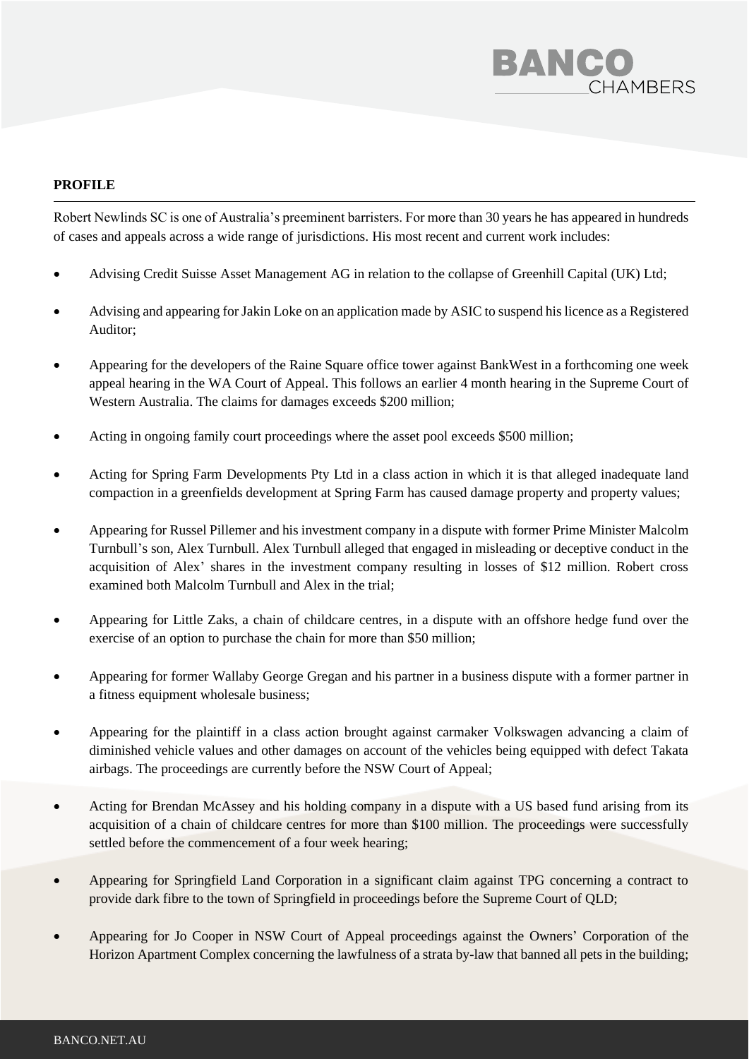**PROFILE**

Robert Newlinds SC is one of Australia's preeminent barristers. For more than 30 years he has appeared in hundreds of cases and appeals across a wide range of jurisdictions. His most recent and current work includes:

- Advising Credit Suisse Asset Management AG in relation to the collapse of Greenhill Capital (UK) Ltd;
- Advising and appearing for Jakin Loke on an application made by ASIC to suspend his licence as a Registered Auditor;
- Appearing for the developers of the Raine Square office tower against BankWest in a forthcoming one week appeal hearing in the WA Court of Appeal. This follows an earlier 4 month hearing in the Supreme Court of Western Australia. The claims for damages exceeds $200 million;
- Acting in ongoing family court proceedings where the asset pool exceeds $500 million;
- Acting for Spring Farm Developments Pty Ltd in a class action in which it is that alleged inadequate land compaction in a greenfields development at Spring Farm has caused damage property and property values;
- Appearing for Russel Pillemer and his investment company in a dispute with former Prime Minister Malcolm Turnbull's son, Alex Turnbull. Alex Turnbull alleged that engaged in misleading or deceptive conduct in the acquisition of Alex' shares in the investment company resulting in losses of $12 million. Robert cross examined both Malcolm Turnbull and Alex in the trial;
- Appearing for Little Zaks, a chain of childcare centres, in a dispute with an offshore hedge fund over the exercise of an option to purchase the chain for more than $50 million;
- Appearing for former Wallaby George Gregan and his partner in a business dispute with a former partner in a fitness equipment wholesale business;
- Appearing for the plaintiff in a class action brought against carmaker Volkswagen advancing a claim of diminished vehicle values and other damages on account of the vehicles being equipped with defect Takata airbags. The proceedings are currently before the NSW Court of Appeal;
- Acting for Brendan McAssey and his holding company in a dispute with a US based fund arising from its acquisition of a chain of childcare centres for more than $100 million. The proceedings were successfully settled before the commencement of a four week hearing;
- Appearing for Springfield Land Corporation in a significant claim against TPG concerning a contract to provide dark fibre to the town of Springfield in proceedings before the Supreme Court of QLD;
- Appearing for Jo Cooper in NSW Court of Appeal proceedings against the Owners' Corporation of the Horizon Apartment Complex concerning the lawfulness of a strata by-law that banned all pets in the building;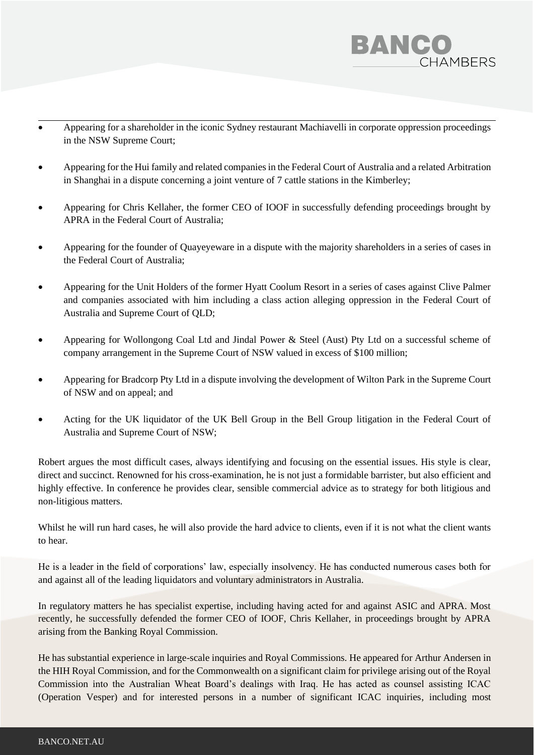- Appearing for a shareholder in the iconic Sydney restaurant Machiavelli in corporate oppression proceedings in the NSW Supreme Court;
- Appearing for the Hui family and related companies in the Federal Court of Australia and a related Arbitration in Shanghai in a dispute concerning a joint venture of 7 cattle stations in the Kimberley;
- Appearing for Chris Kellaher, the former CEO of IOOF in successfully defending proceedings brought by APRA in the Federal Court of Australia;
- Appearing for the founder of Quayeyeware in a dispute with the majority shareholders in a series of cases in the Federal Court of Australia;
- Appearing for the Unit Holders of the former Hyatt Coolum Resort in a series of cases against Clive Palmer and companies associated with him including a class action alleging oppression in the Federal Court of Australia and Supreme Court of QLD;
- Appearing for Wollongong Coal Ltd and Jindal Power & Steel (Aust) Pty Ltd on a successful scheme of company arrangement in the Supreme Court of NSW valued in excess of $100 million;
- Appearing for Bradcorp Pty Ltd in a dispute involving the development of Wilton Park in the Supreme Court of NSW and on appeal; and
- Acting for the UK liquidator of the UK Bell Group in the Bell Group litigation in the Federal Court of Australia and Supreme Court of NSW;

Robert argues the most difficult cases, always identifying and focusing on the essential issues. His style is clear, direct and succinct. Renowned for his cross-examination, he is not just a formidable barrister, but also efficient and highly effective. In conference he provides clear, sensible commercial advice as to strategy for both litigious and non-litigious matters.

Whilst he will run hard cases, he will also provide the hard advice to clients, even if it is not what the client wants to hear.

He is a leader in the field of corporations' law, especially insolvency. He has conducted numerous cases both for and against all of the leading liquidators and voluntary administrators in Australia.

In regulatory matters he has specialist expertise, including having acted for and against ASIC and APRA. Most recently, he successfully defended the former CEO of IOOF, Chris Kellaher, in proceedings brought by APRA arising from the Banking Royal Commission.

He has substantial experience in large-scale inquiries and Royal Commissions. He appeared for Arthur Andersen in the HIH Royal Commission, and for the Commonwealth on a significant claim for privilege arising out of the Royal Commission into the Australian Wheat Board's dealings with Iraq. He has acted as counsel assisting ICAC (Operation Vesper) and for interested persons in a number of significant ICAC inquiries, including most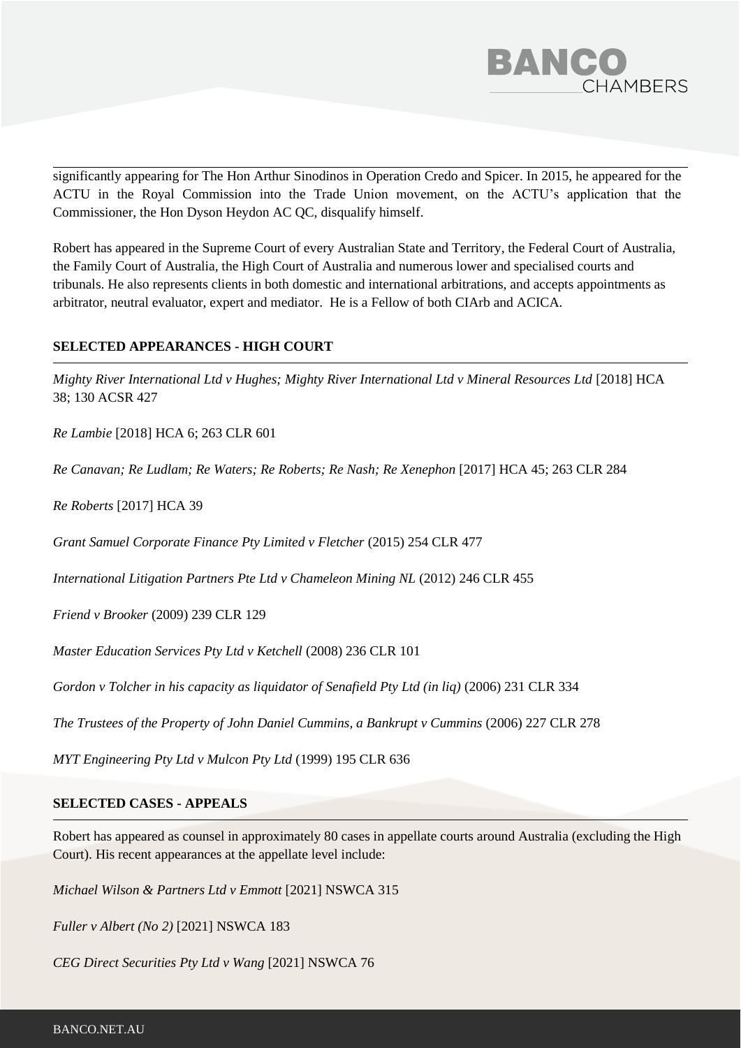significantly appearing for The Hon Arthur Sinodinos in Operation Credo and Spicer. In 2015, he appeared for the ACTU in the Royal Commission into the Trade Union movement, on the ACTU's application that the Commissioner, the Hon Dyson Heydon AC QC, disqualify himself.

Robert has appeared in the Supreme Court of every Australian State and Territory, the Federal Court of Australia, the Family Court of Australia, the High Court of Australia and numerous lower and specialised courts and tribunals. He also represents clients in both domestic and international arbitrations, and accepts appointments as arbitrator, neutral evaluator, expert and mediator. He is a Fellow of both CIArb and ACICA.

## SELECTED APPEARANCES - HIGH COURT

*Mighty River International Ltd v Hughes; Mighty River International Ltd v Mineral Resources Ltd* [2018] HCA 38; 130 ACSR 427

*Re Lambie* [2018] HCA 6; 263 CLR 601

*Re Canavan; Re Ludlam; Re Waters; Re Roberts; Re Nash; Re Xenephon* [2017] HCA 45; 263 CLR 284

*Re Roberts* [2017] HCA 39

*Grant Samuel Corporate Finance Pty Limited v Fletcher* (2015) 254 CLR 477

*International Litigation Partners Pte Ltd v Chameleon Mining NL* (2012) 246 CLR 455

*Friend v Brooker* (2009) 239 CLR 129

*Master Education Services Pty Ltd v Ketchell* (2008) 236 CLR 101

*Gordon v Tolcher in his capacity as liquidator of Senafield Pty Ltd (in liq)* (2006) 231 CLR 334

*The Trustees of the Property of John Daniel Cummins, a Bankrupt v Cummins* (2006) 227 CLR 278

*MYT Engineering Pty Ltd v Mulcon Pty Ltd* (1999) 195 CLR 636

## SELECTED CASES - APPEALS

Robert has appeared as counsel in approximately 80 cases in appellate courts around Australia (excluding the High Court). His recent appearances at the appellate level include:

*Michael Wilson & Partners Ltd v Emmott* [2021] NSWCA 315

*Fuller v Albert (No 2)* [2021] NSWCA 183

*CEG Direct Securities Pty Ltd v Wang* [2021] NSWCA 76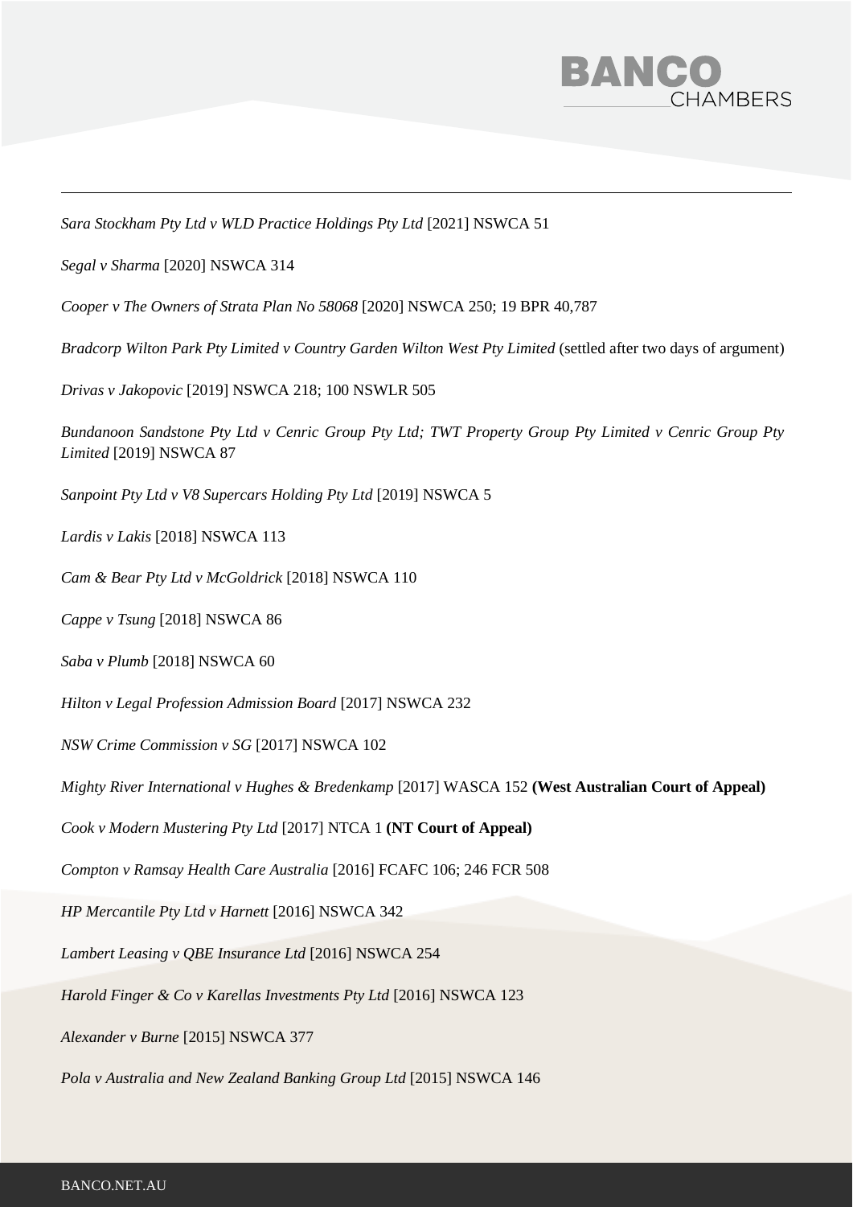*Sara Stockham Pty Ltd v WLD Practice Holdings Pty Ltd* [2021] NSWCA 51

*Segal v Sharma* [2020] NSWCA 314

*Cooper v The Owners of Strata Plan No 58068* [2020] NSWCA 250; 19 BPR 40,787

*Bradcorp Wilton Park Pty Limited v Country Garden Wilton West Pty Limited* (settled after two days of argument)

*Drivas v Jakopovic* [2019] NSWCA 218; 100 NSWLR 505

*Bundanoon Sandstone Pty Ltd v Cenric Group Pty Ltd; TWT Property Group Pty Limited v Cenric Group Pty Limited* [2019] NSWCA 87

*Sanpoint Pty Ltd v V8 Supercars Holding Pty Ltd* [2019] NSWCA 5

*Lardis v Lakis* [2018] NSWCA 113

*Cam & Bear Pty Ltd v McGoldrick* [2018] NSWCA 110

*Cappe v Tsung* [2018] NSWCA 86

*Saba v Plumb* [2018] NSWCA 60

*Hilton v Legal Profession Admission Board* [2017] NSWCA 232

*NSW Crime Commission v SG* [2017] NSWCA 102

*Mighty River International v Hughes & Bredenkamp* [2017] WASCA 152 **(West Australian Court of Appeal)**

*Cook v Modern Mustering Pty Ltd* [2017] NTCA 1 **(NT Court of Appeal)**

*Compton v Ramsay Health Care Australia* [2016] FCAFC 106; 246 FCR 508

*HP Mercantile Pty Ltd v Harnett* [2016] NSWCA 342

*Lambert Leasing v QBE Insurance Ltd* [2016] NSWCA 254

*Harold Finger & Co v Karellas Investments Pty Ltd* [2016] NSWCA 123

*Alexander v Burne* [2015] NSWCA 377

*Pola v Australia and New Zealand Banking Group Ltd* [2015] NSWCA 146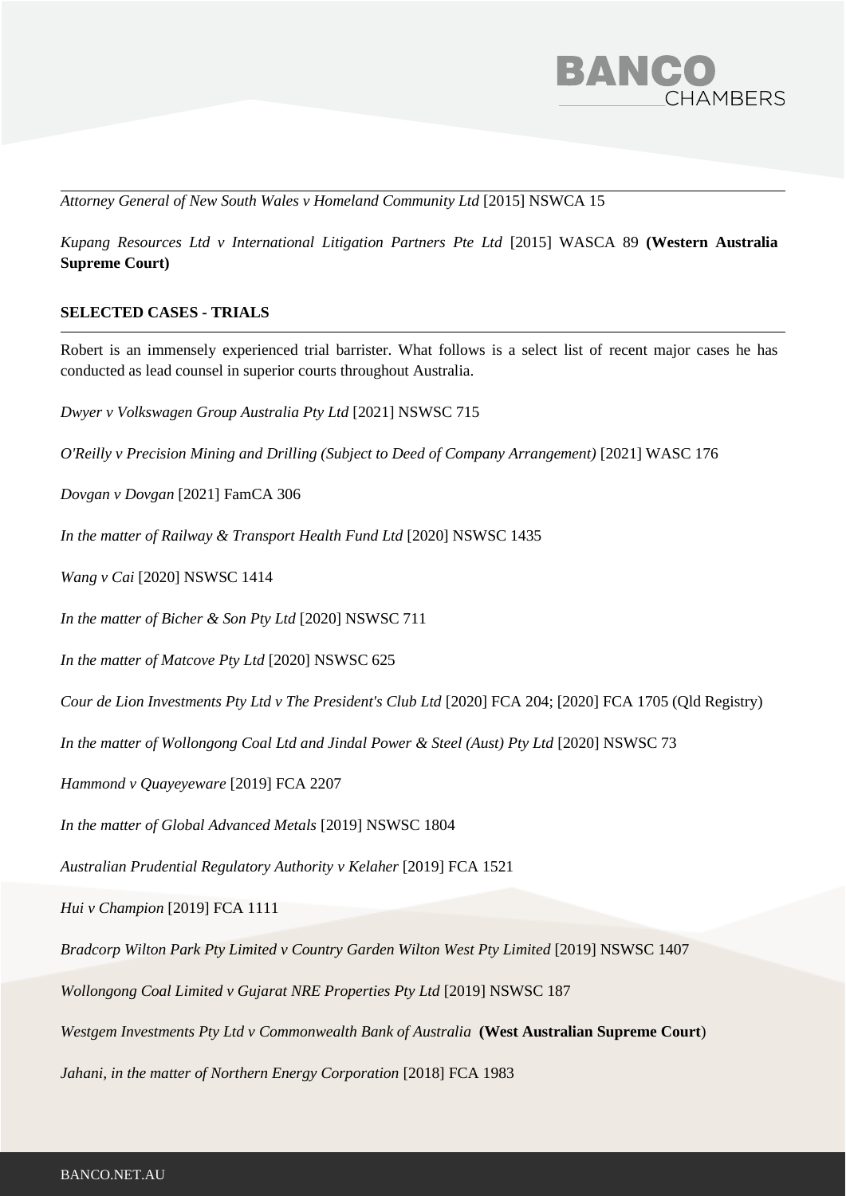*Attorney General of New South Wales v Homeland Community Ltd* [2015] NSWCA 15

*Kupang Resources Ltd v International Litigation Partners Pte Ltd* [2015] WASCA 89 **(Western Australia Supreme Court)**

## SELECTED CASES - TRIALS

Robert is an immensely experienced trial barrister. What follows is a select list of recent major cases he has conducted as lead counsel in superior courts throughout Australia.

*Dwyer v Volkswagen Group Australia Pty Ltd* [2021] NSWSC 715

*O'Reilly v Precision Mining and Drilling (Subject to Deed of Company Arrangement)* [2021] WASC 176

*Dovgan v Dovgan* [2021] FamCA 306

*In the matter of Railway & Transport Health Fund Ltd* [2020] NSWSC 1435

*Wang v Cai* [2020] NSWSC 1414

*In the matter of Bicher & Son Pty Ltd* [2020] NSWSC 711

*In the matter of Matcove Pty Ltd* [2020] NSWSC 625

*Cour de Lion Investments Pty Ltd v The President's Club Ltd* [2020] FCA 204; [2020] FCA 1705 (Qld Registry)

*In the matter of Wollongong Coal Ltd and Jindal Power & Steel (Aust) Pty Ltd* [2020] NSWSC 73

*Hammond v Quayeyeware* [2019] FCA 2207

*In the matter of Global Advanced Metals* [2019] NSWSC 1804

*Australian Prudential Regulatory Authority v Kelaher* [2019] FCA 1521

*Hui v Champion* [2019] FCA 1111

*Bradcorp Wilton Park Pty Limited v Country Garden Wilton West Pty Limited* [2019] NSWSC 1407

*Wollongong Coal Limited v Gujarat NRE Properties Pty Ltd* [2019] NSWSC 187

*Westgem Investments Pty Ltd v Commonwealth Bank of Australia* **(West Australian Supreme Court**)

*Jahani, in the matter of Northern Energy Corporation* [2018] FCA 1983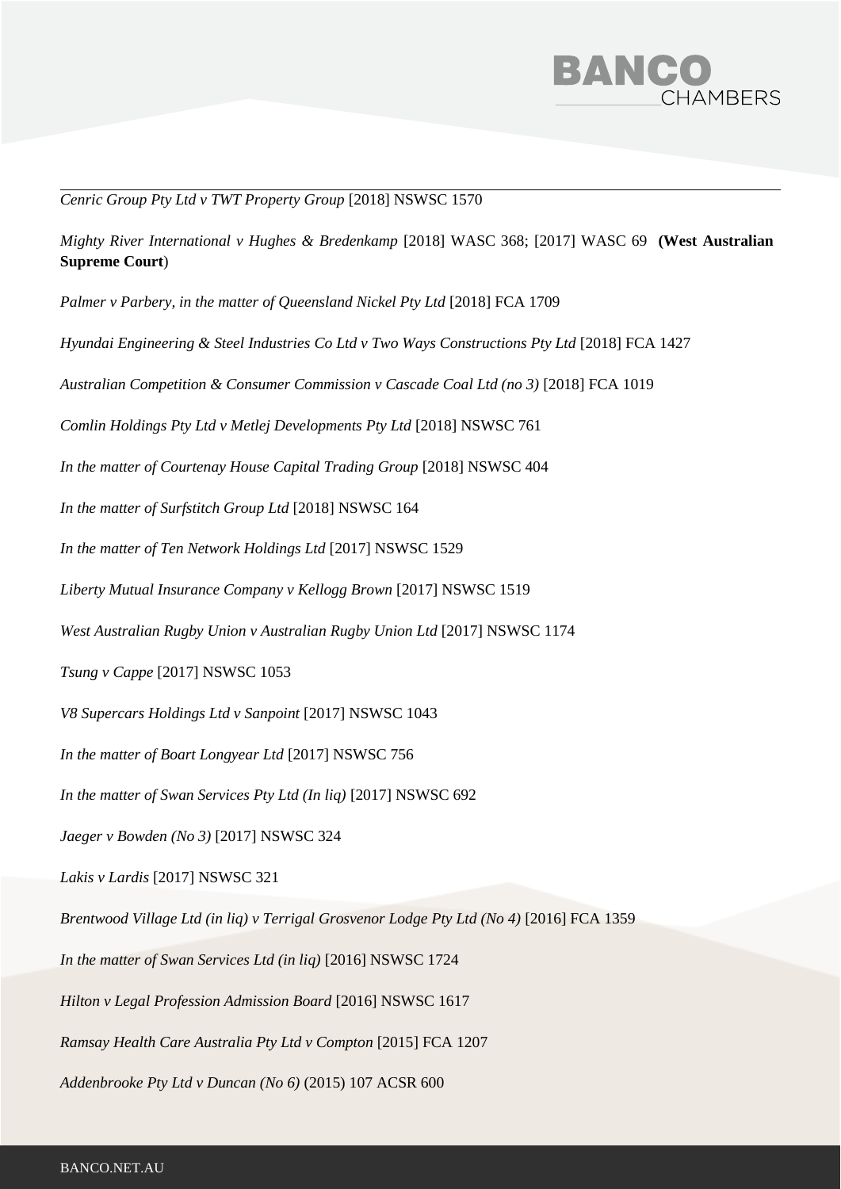*Cenric Group Pty Ltd v TWT Property Group* [2018] NSWSC 1570

*Mighty River International v Hughes & Bredenkamp* [2018] WASC 368; [2017] WASC 69 **(West Australian Supreme Court**)

*Palmer v Parbery, in the matter of Queensland Nickel Pty Ltd* [2018] FCA 1709

*Hyundai Engineering & Steel Industries Co Ltd v Two Ways Constructions Pty Ltd* [2018] FCA 1427

*Australian Competition & Consumer Commission v Cascade Coal Ltd (no 3)* [2018] FCA 1019

*Comlin Holdings Pty Ltd v Metlej Developments Pty Ltd* [2018] NSWSC 761

*In the matter of Courtenay House Capital Trading Group* [2018] NSWSC 404

*In the matter of Surfstitch Group Ltd* [2018] NSWSC 164

*In the matter of Ten Network Holdings Ltd* [2017] NSWSC 1529

*Liberty Mutual Insurance Company v Kellogg Brown* [2017] NSWSC 1519

*West Australian Rugby Union v Australian Rugby Union Ltd* [2017] NSWSC 1174

*Tsung v Cappe* [2017] NSWSC 1053

*V8 Supercars Holdings Ltd v Sanpoint* [2017] NSWSC 1043

*In the matter of Boart Longyear Ltd* [2017] NSWSC 756

*In the matter of Swan Services Pty Ltd (In liq)* [2017] NSWSC 692

*Jaeger v Bowden (No 3)* [2017] NSWSC 324

*Lakis v Lardis* [2017] NSWSC 321

*Brentwood Village Ltd (in liq) v Terrigal Grosvenor Lodge Pty Ltd (No 4)* [2016] FCA 1359

*In the matter of Swan Services Ltd (in liq)* [2016] NSWSC 1724

*Hilton v Legal Profession Admission Board* [2016] NSWSC 1617

*Ramsay Health Care Australia Pty Ltd v Compton* [2015] FCA 1207

*Addenbrooke Pty Ltd v Duncan (No 6)* (2015) 107 ACSR 600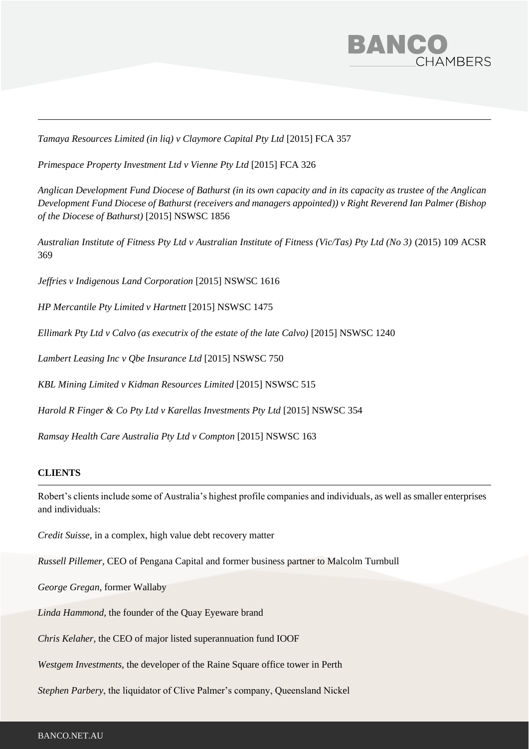*Tamaya Resources Limited (in liq) v Claymore Capital Pty Ltd* [2015] FCA 357

*Primespace Property Investment Ltd v Vienne Pty Ltd* [2015] FCA 326

*Anglican Development Fund Diocese of Bathurst (in its own capacity and in its capacity as trustee of the Anglican Development Fund Diocese of Bathurst (receivers and managers appointed)) v Right Reverend Ian Palmer (Bishop of the Diocese of Bathurst)* [2015] NSWSC 1856

*Australian Institute of Fitness Pty Ltd v Australian Institute of Fitness (Vic/Tas) Pty Ltd (No 3)* (2015) 109 ACSR 369

*Jeffries v Indigenous Land Corporation* [2015] NSWSC 1616

*HP Mercantile Pty Limited v Hartnett* [2015] NSWSC 1475

*Ellimark Pty Ltd v Calvo (as executrix of the estate of the late Calvo)* [2015] NSWSC 1240

*Lambert Leasing Inc v Qbe Insurance Ltd* [2015] NSWSC 750

*KBL Mining Limited v Kidman Resources Limited* [2015] NSWSC 515

*Harold R Finger & Co Pty Ltd v Karellas Investments Pty Ltd* [2015] NSWSC 354

*Ramsay Health Care Australia Pty Ltd v Compton* [2015] NSWSC 163

## CLIENTS

Robert's clients include some of Australia's highest profile companies and individuals, as well as smaller enterprises and individuals:

*Credit Suisse*, in a complex, high value debt recovery matter

*Russell Pillemer*, CEO of Pengana Capital and former business partner to Malcolm Turnbull

*George Gregan*, former Wallaby

*Linda Hammond*, the founder of the Quay Eyeware brand

*Chris Kelaher*, the CEO of major listed superannuation fund IOOF

*Westgem Investments*, the developer of the Raine Square office tower in Perth

*Stephen Parbery*, the liquidator of Clive Palmer's company, Queensland Nickel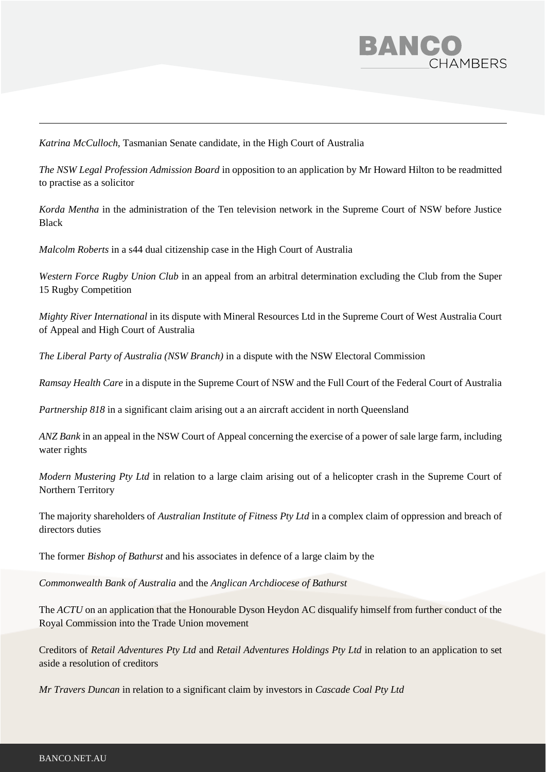*Katrina McCulloch,* Tasmanian Senate candidate, in the High Court of Australia

*The NSW Legal Profession Admission Board* in opposition to an application by Mr Howard Hilton to be readmitted to practise as a solicitor

*Korda Mentha* in the administration of the Ten television network in the Supreme Court of NSW before Justice Black

*Malcolm Roberts* in a s44 dual citizenship case in the High Court of Australia

*Western Force Rugby Union Club* in an appeal from an arbitral determination excluding the Club from the Super 15 Rugby Competition

*Mighty River International* in its dispute with Mineral Resources Ltd in the Supreme Court of West Australia Court of Appeal and High Court of Australia

*The Liberal Party of Australia (NSW Branch)* in a dispute with the NSW Electoral Commission

*Ramsay Health Care* in a dispute in the Supreme Court of NSW and the Full Court of the Federal Court of Australia

*Partnership 818* in a significant claim arising out a an aircraft accident in north Queensland

*ANZ Bank* in an appeal in the NSW Court of Appeal concerning the exercise of a power of sale large farm, including water rights

*Modern Mustering Pty Ltd* in relation to a large claim arising out of a helicopter crash in the Supreme Court of Northern Territory

The majority shareholders of *Australian Institute of Fitness Pty Ltd* in a complex claim of oppression and breach of directors duties

The former *Bishop of Bathurst* and his associates in defence of a large claim by the

*Commonwealth Bank of Australia* and the *Anglican Archdiocese of Bathurst*

The *ACTU* on an application that the Honourable Dyson Heydon AC disqualify himself from further conduct of the Royal Commission into the Trade Union movement

Creditors of *Retail Adventures Pty Ltd* and *Retail Adventures Holdings Pty Ltd* in relation to an application to set aside a resolution of creditors

*Mr Travers Duncan* in relation to a significant claim by investors in *Cascade Coal Pty Ltd*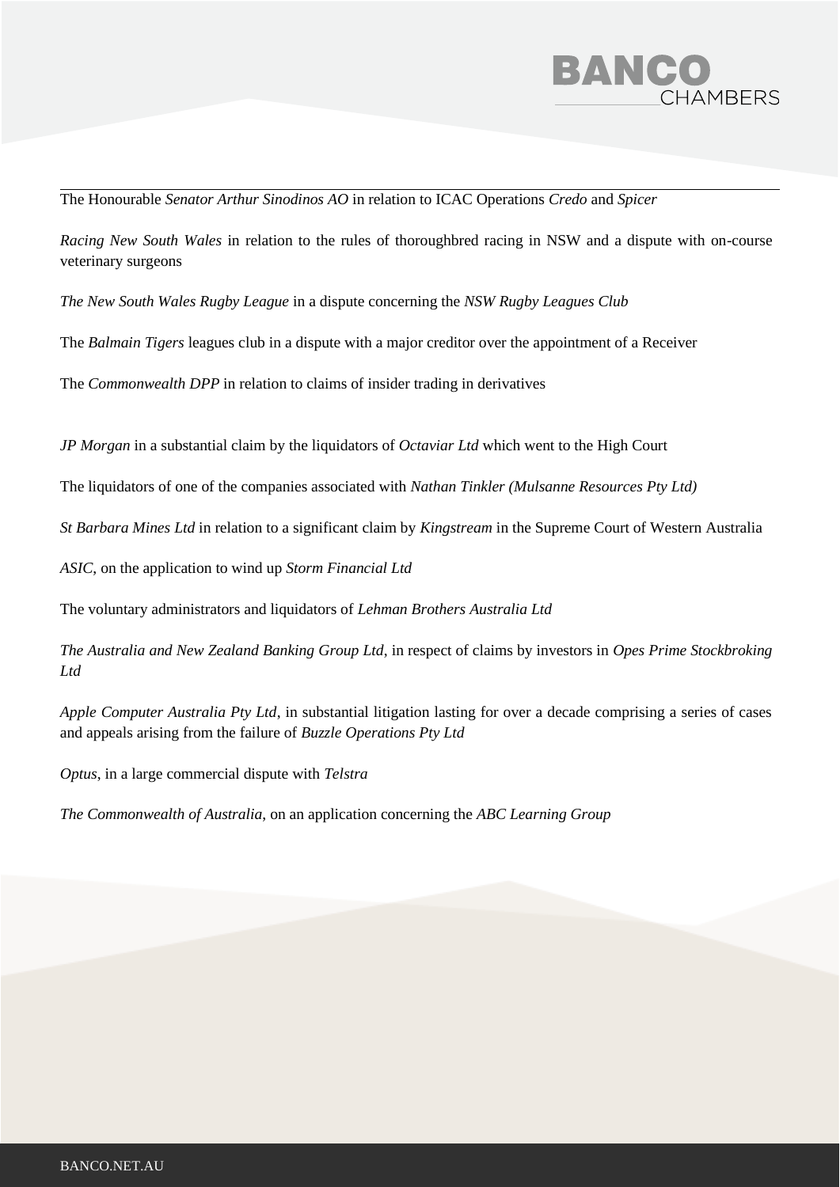The Honourable *Senator Arthur Sinodinos AO* in relation to ICAC Operations *Credo* and *Spicer*

*Racing New South Wales* in relation to the rules of thoroughbred racing in NSW and a dispute with on-course veterinary surgeons

*The New South Wales Rugby League* in a dispute concerning the *NSW Rugby Leagues Club*

The *Balmain Tigers* leagues club in a dispute with a major creditor over the appointment of a Receiver

The *Commonwealth DPP* in relation to claims of insider trading in derivatives

*JP Morgan* in a substantial claim by the liquidators of *Octaviar Ltd* which went to the High Court

The liquidators of one of the companies associated with *Nathan Tinkler (Mulsanne Resources Pty Ltd)*

*St Barbara Mines Ltd* in relation to a significant claim by *Kingstream* in the Supreme Court of Western Australia

*ASIC*, on the application to wind up *Storm Financial Ltd*

The voluntary administrators and liquidators of *Lehman Brothers Australia Ltd*

*The Australia and New Zealand Banking Group Ltd*, in respect of claims by investors in *Opes Prime Stockbroking Ltd*

*Apple Computer Australia Pty Ltd*, in substantial litigation lasting for over a decade comprising a series of cases and appeals arising from the failure of *Buzzle Operations Pty Ltd*

*Optus*, in a large commercial dispute with *Telstra*

*The Commonwealth of Australia*, on an application concerning the *ABC Learning Group*